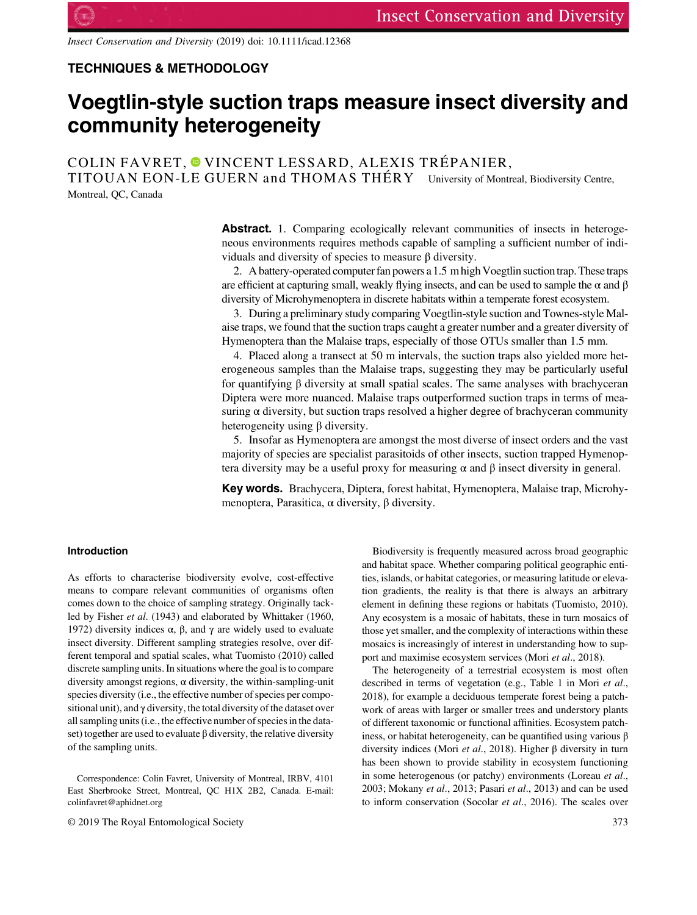## TECHNIQUES & METHODOLOGY

# Voegtlin-style suction traps measure insect diversity and community heterogeneity

COLIN FAVRET, VINCENT LESSARD, ALEXIS TRÉPANIER, TITOUAN EON-LE GUERN and THOMAS THÉRY University of Montreal, Biodiversity Centre, Montreal, QC, Canada

**Abstract.** 1. Comparing ecologically relevant communities of insects in heterogeneous environments requires methods capable of sampling a sufficient number of individuals and diversity of species to measure β diversity.

2. A battery-operated computer fan powers a 1.5 m high Voegtlin suction trap. These traps are efficient at capturing small, weakly flying insects, and can be used to sample the α and β diversity of Microhymenoptera in discrete habitats within a temperate forest ecosystem.

3. During a preliminary study comparing Voegtlin-style suction and Townes-style Malaise traps, we found that the suction traps caught a greater number and a greater diversity of Hymenoptera than the Malaise traps, especially of those OTUs smaller than 1.5 mm.

4. Placed along a transect at 50 m intervals, the suction traps also yielded more heterogeneous samples than the Malaise traps, suggesting they may be particularly useful for quantifying β diversity at small spatial scales. The same analyses with brachyceran Diptera were more nuanced. Malaise traps outperformed suction traps in terms of measuring α diversity, but suction traps resolved a higher degree of brachyceran community heterogeneity using β diversity.

5. Insofar as Hymenoptera are amongst the most diverse of insect orders and the vast majority of species are specialist parasitoids of other insects, suction trapped Hymenoptera diversity may be a useful proxy for measuring α and β insect diversity in general.

**Key words.** Brachycera, Diptera, forest habitat, Hymenoptera, Malaise trap, Microhymenoptera, Parasitica, α diversity, β diversity.

## Introduction

As efforts to characterise biodiversity evolve, cost-effective means to compare relevant communities of organisms often comes down to the choice of sampling strategy. Originally tackled by Fisher *et al*. (1943) and elaborated by Whittaker (1960, 1972) diversity indices α, β, and γ are widely used to evaluate insect diversity. Different sampling strategies resolve, over different temporal and spatial scales, what Tuomisto (2010) called discrete sampling units. In situations where the goal is to compare diversity amongst regions, α diversity, the within-sampling-unit species diversity (i.e., the effective number of species per compositional unit), and γ diversity, the total diversity of the dataset over all sampling units (i.e., the effective number of species in the dataset) together are used to evaluate β diversity, the relative diversity of the sampling units.

Correspondence: Colin Favret, University of Montreal, IRBV, 4101 East Sherbrooke Street, Montreal, QC H1X 2B2, Canada. E-mail: colinfavret@aphidnet.org

Biodiversity is frequently measured across broad geographic and habitat space. Whether comparing political geographic entities, islands, or habitat categories, or measuring latitude or elevation gradients, the reality is that there is always an arbitrary element in defining these regions or habitats (Tuomisto, 2010). Any ecosystem is a mosaic of habitats, these in turn mosaics of those yet smaller, and the complexity of interactions within these mosaics is increasingly of interest in understanding how to support and maximise ecosystem services (Mori *et al*., 2018).

The heterogeneity of a terrestrial ecosystem is most often described in terms of vegetation (e.g., Table 1 in Mori *et al*., 2018), for example a deciduous temperate forest being a patchwork of areas with larger or smaller trees and understory plants of different taxonomic or functional affinities. Ecosystem patchiness, or habitat heterogeneity, can be quantified using various β diversity indices (Mori *et al*., 2018). Higher β diversity in turn has been shown to provide stability in ecosystem functioning in some heterogenous (or patchy) environments (Loreau *et al*., 2003; Mokany *et al*., 2013; Pasari *et al*., 2013) and can be used to inform conservation (Socolar *et al*., 2016). The scales over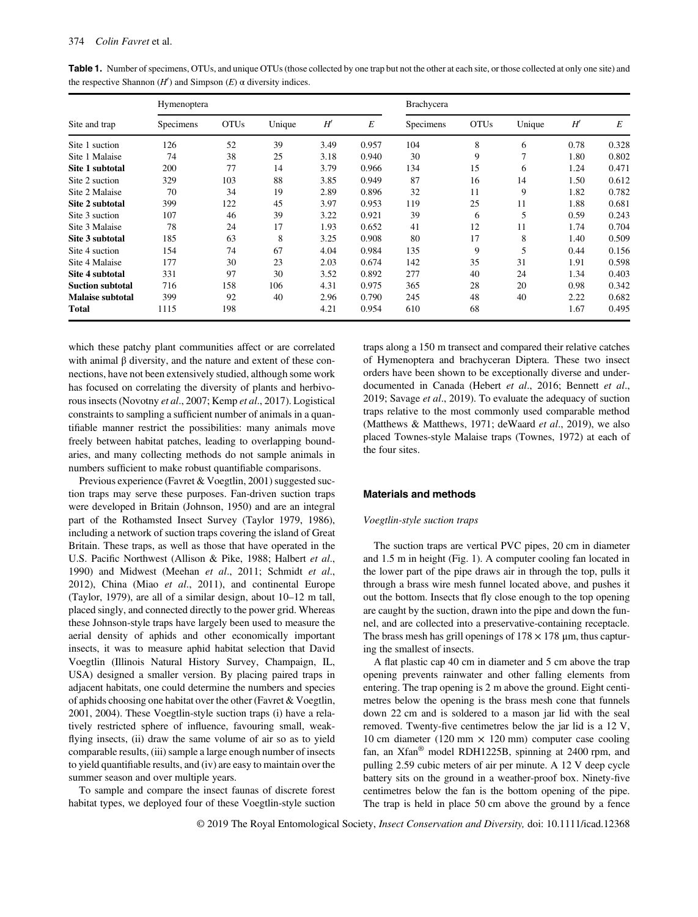**Table 1.** Number of specimens, OTUs, and unique OTUs (those collected by one trap but not the other at each site, or those collected at only one site) and the respective Shannon ($H'$) and Simpson ($E$) α diversity indices.

| Site and trap | Hymenoptera | | | | | Brachycera | | | | |
|---|---|---|---|---|---|---|---|---|---|---|
| | Specimens | OTUs | Unique | $H'$ | $E$ | Specimens | OTUs | Unique | $H'$ | $E$ |
| Site 1 suction | 126 | 52 | 39 | 3.49 | 0.957 | 104 | 8 | 6 | 0.78 | 0.328 |
| Site 1 Malaise | 74 | 38 | 25 | 3.18 | 0.940 | 30 | 9 | 7 | 1.80 | 0.802 |
| **Site 1 subtotal** | 200 | 77 | 14 | 3.79 | 0.966 | 134 | 15 | 6 | 1.24 | 0.471 |
| Site 2 suction | 329 | 103 | 88 | 3.85 | 0.949 | 87 | 16 | 14 | 1.50 | 0.612 |
| Site 2 Malaise | 70 | 34 | 19 | 2.89 | 0.896 | 32 | 11 | 9 | 1.82 | 0.782 |
| **Site 2 subtotal** | 399 | 122 | 45 | 3.97 | 0.953 | 119 | 25 | 11 | 1.88 | 0.681 |
| Site 3 suction | 107 | 46 | 39 | 3.22 | 0.921 | 39 | 6 | 5 | 0.59 | 0.243 |
| Site 3 Malaise | 78 | 24 | 17 | 1.93 | 0.652 | 41 | 12 | 11 | 1.74 | 0.704 |
| **Site 3 subtotal** | 185 | 63 | 8 | 3.25 | 0.908 | 80 | 17 | 8 | 1.40 | 0.509 |
| Site 4 suction | 154 | 74 | 67 | 4.04 | 0.984 | 135 | 9 | 5 | 0.44 | 0.156 |
| Site 4 Malaise | 177 | 30 | 23 | 2.03 | 0.674 | 142 | 35 | 31 | 1.91 | 0.598 |
| **Site 4 subtotal** | 331 | 97 | 30 | 3.52 | 0.892 | 277 | 40 | 24 | 1.34 | 0.403 |
| **Suction subtotal** | 716 | 158 | 106 | 4.31 | 0.975 | 365 | 28 | 20 | 0.98 | 0.342 |
| **Malaise subtotal** | 399 | 92 | 40 | 2.96 | 0.790 | 245 | 48 | 40 | 2.22 | 0.682 |
| **Total** | 1115 | 198 | | 4.21 | 0.954 | 610 | 68 | | 1.67 | 0.495 |

which these patchy plant communities affect or are correlated with animal β diversity, and the nature and extent of these connections, have not been extensively studied, although some work has focused on correlating the diversity of plants and herbivorous insects (Novotny *et al*., 2007; Kemp *et al*., 2017). Logistical constraints to sampling a sufficient number of animals in a quantifiable manner restrict the possibilities: many animals move freely between habitat patches, leading to overlapping boundaries, and many collecting methods do not sample animals in numbers sufficient to make robust quantifiable comparisons.

Previous experience (Favret & Voegtlin, 2001) suggested suction traps may serve these purposes. Fan-driven suction traps were developed in Britain (Johnson, 1950) and are an integral part of the Rothamsted Insect Survey (Taylor 1979, 1986), including a network of suction traps covering the island of Great Britain. These traps, as well as those that have operated in the U.S. Pacific Northwest (Allison & Pike, 1988; Halbert *et al*., 1990) and Midwest (Meehan *et al*., 2011; Schmidt *et al*., 2012), China (Miao *et al*., 2011), and continental Europe (Taylor, 1979), are all of a similar design, about 10–12 m tall, placed singly, and connected directly to the power grid. Whereas these Johnson-style traps have largely been used to measure the aerial density of aphids and other economically important insects, it was to measure aphid habitat selection that David Voegtlin (Illinois Natural History Survey, Champaign, IL, USA) designed a smaller version. By placing paired traps in adjacent habitats, one could determine the numbers and species of aphids choosing one habitat over the other (Favret & Voegtlin, 2001, 2004). These Voegtlin-style suction traps (i) have a relatively restricted sphere of influence, favouring small, weak-flying insects, (ii) draw the same volume of air so as to yield comparable results, (iii) sample a large enough number of insects to yield quantifiable results, and (iv) are easy to maintain over the summer season and over multiple years.

To sample and compare the insect faunas of discrete forest habitat types, we deployed four of these Voegtlin-style suction traps along a 150 m transect and compared their relative catches of Hymenoptera and brachyceran Diptera. These two insect orders have been shown to be exceptionally diverse and under-documented in Canada (Hebert *et al*., 2016; Bennett *et al*., 2019; Savage *et al*., 2019). To evaluate the adequacy of suction traps relative to the most commonly used comparable method (Matthews & Matthews, 1971; deWaard *et al*., 2019), we also placed Townes-style Malaise traps (Townes, 1972) at each of the four sites.

## Materials and methods

### *Voegtlin-style suction traps*

The suction traps are vertical PVC pipes, 20 cm in diameter and 1.5 m in height (Fig. 1). A computer cooling fan located in the lower part of the pipe draws air in through the top, pulls it through a brass wire mesh funnel located above, and pushes it out the bottom. Insects that fly close enough to the top opening are caught by the suction, drawn into the pipe and down the funnel, and are collected into a preservative-containing receptacle. The brass mesh has grill openings of 178 × 178 μm, thus capturing the smallest of insects.

A flat plastic cap 40 cm in diameter and 5 cm above the trap opening prevents rainwater and other falling elements from entering. The trap opening is 2 m above the ground. Eight centimetres below the opening is the brass mesh cone that funnels down 22 cm and is soldered to a mason jar lid with the seal removed. Twenty-five centimetres below the jar lid is a 12 V, 10 cm diameter (120 mm × 120 mm) computer case cooling fan, an Xfan® model RDH1225B, spinning at 2400 rpm, and pulling 2.59 cubic meters of air per minute. A 12 V deep cycle battery sits on the ground in a weather-proof box. Ninety-five centimetres below the fan is the bottom opening of the pipe. The trap is held in place 50 cm above the ground by a fence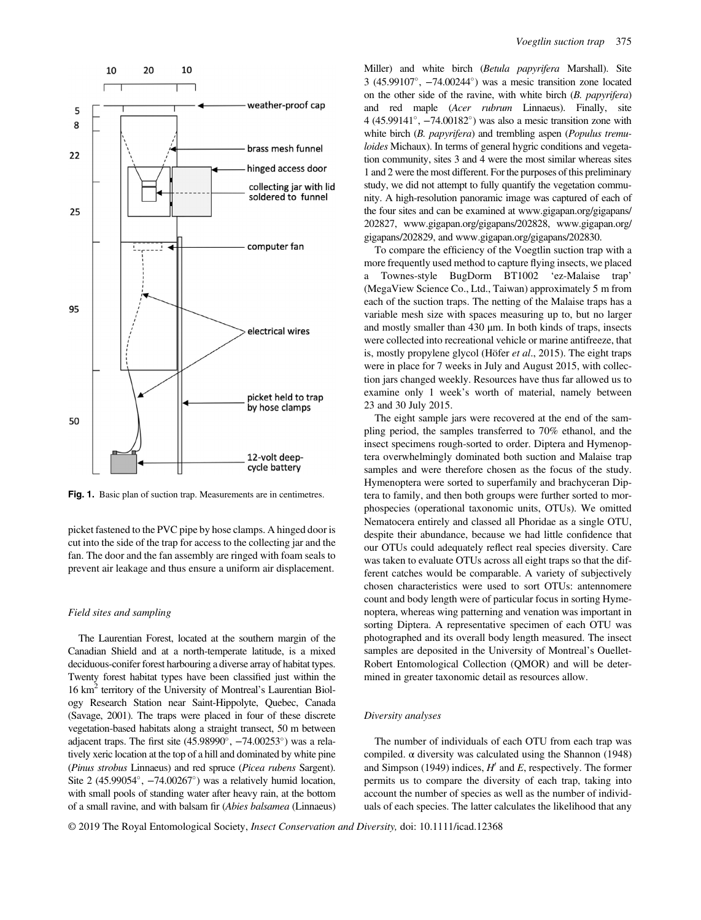**Fig. 1.** Basic plan of suction trap. Measurements are in centimetres.

picket fastened to the PVC pipe by hose clamps. A hinged door is cut into the side of the trap for access to the collecting jar and the fan. The door and the fan assembly are ringed with foam seals to prevent air leakage and thus ensure a uniform air displacement.

### Field sites and sampling

The Laurentian Forest, located at the southern margin of the Canadian Shield and at a north-temperate latitude, is a mixed deciduous-conifer forest harbouring a diverse array of habitat types. Twenty forest habitat types have been classified just within the 16 km$^2$ territory of the University of Montreal's Laurentian Biology Research Station near Saint-Hippolyte, Quebec, Canada (Savage, 2001). The traps were placed in four of these discrete vegetation-based habitats along a straight transect, 50 m between adjacent traps. The first site (45.98990°, −74.00253°) was a relatively xeric location at the top of a hill and dominated by white pine (*Pinus strobus* Linnaeus) and red spruce (*Picea rubens* Sargent). Site 2 (45.99054°, −74.00267°) was a relatively humid location, with small pools of standing water after heavy rain, at the bottom of a small ravine, and with balsam fir (*Abies balsamea* (Linnaeus) Miller) and white birch (*Betula papyrifera* Marshall). Site 3 (45.99107°, −74.00244°) was a mesic transition zone located on the other side of the ravine, with white birch (*B. papyrifera*) and red maple (*Acer rubrum* Linnaeus). Finally, site 4 (45.99141°, −74.00182°) was also a mesic transition zone with white birch (*B. papyrifera*) and trembling aspen (*Populus tremuloides* Michaux). In terms of general hygric conditions and vegetation community, sites 3 and 4 were the most similar whereas sites 1 and 2 were the most different. For the purposes of this preliminary study, we did not attempt to fully quantify the vegetation community. A high-resolution panoramic image was captured of each of the four sites and can be examined at www.gigapan.org/gigapans/202827, www.gigapan.org/gigapans/202828, www.gigapan.org/gigapans/202829, and www.gigapan.org/gigapans/202830.

To compare the efficiency of the Voegtlin suction trap with a more frequently used method to capture flying insects, we placed a Townes-style BugDorm BT1002 'ez-Malaise trap' (MegaView Science Co., Ltd., Taiwan) approximately 5 m from each of the suction traps. The netting of the Malaise traps has a variable mesh size with spaces measuring up to, but no larger and mostly smaller than 430 μm. In both kinds of traps, insects were collected into recreational vehicle or marine antifreeze, that is, mostly propylene glycol (Höfer *et al*., 2015). The eight traps were in place for 7 weeks in July and August 2015, with collection jars changed weekly. Resources have thus far allowed us to examine only 1 week's worth of material, namely between 23 and 30 July 2015.

The eight sample jars were recovered at the end of the sampling period, the samples transferred to 70% ethanol, and the insect specimens rough-sorted to order. Diptera and Hymenoptera overwhelmingly dominated both suction and Malaise trap samples and were therefore chosen as the focus of the study. Hymenoptera were sorted to superfamily and brachyceran Diptera to family, and then both groups were further sorted to morphospecies (operational taxonomic units, OTUs). We omitted Nematocera entirely and classed all Phoridae as a single OTU, despite their abundance, because we had little confidence that our OTUs could adequately reflect real species diversity. Care was taken to evaluate OTUs across all eight traps so that the different catches would be comparable. A variety of subjectively chosen characteristics were used to sort OTUs: antennomere count and body length were of particular focus in sorting Hymenoptera, whereas wing patterning and venation was important in sorting Diptera. A representative specimen of each OTU was photographed and its overall body length measured. The insect samples are deposited in the University of Montreal's Ouellet-Robert Entomological Collection (QMOR) and will be determined in greater taxonomic detail as resources allow.

### Diversity analyses

The number of individuals of each OTU from each trap was compiled. α diversity was calculated using the Shannon (1948) and Simpson (1949) indices, $H'$ and $E$, respectively. The former permits us to compare the diversity of each trap, taking into account the number of species as well as the number of individuals of each species. The latter calculates the likelihood that any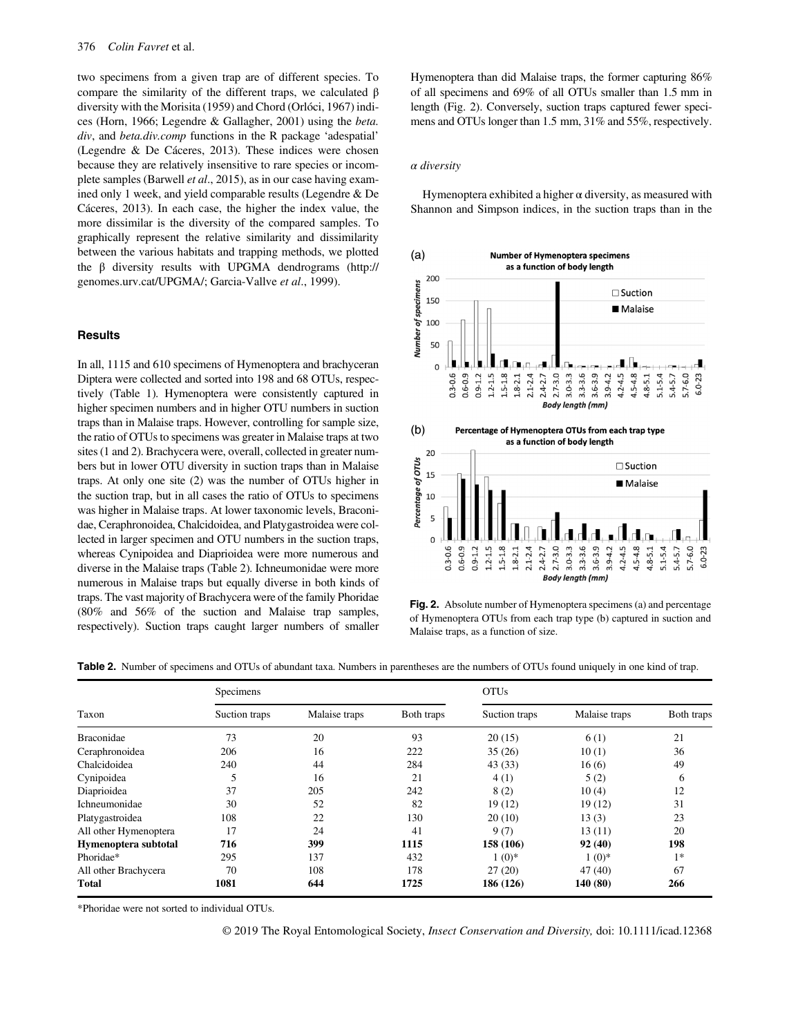two specimens from a given trap are of different species. To compare the similarity of the different traps, we calculated β diversity with the Morisita (1959) and Chord (Orlóci, 1967) indices (Horn, 1966; Legendre & Gallagher, 2001) using the *beta.div*, and *beta.div.comp* functions in the R package 'adespatial' (Legendre & De Cáceres, 2013). These indices were chosen because they are relatively insensitive to rare species or incomplete samples (Barwell *et al*., 2015), as in our case having examined only 1 week, and yield comparable results (Legendre & De Cáceres, 2013). In each case, the higher the index value, the more dissimilar is the diversity of the compared samples. To graphically represent the relative similarity and dissimilarity between the various habitats and trapping methods, we plotted the β diversity results with UPGMA dendrograms (http://genomes.urv.cat/UPGMA/; Garcia-Vallve *et al*., 1999).

## Results

In all, 1115 and 610 specimens of Hymenoptera and brachyceran Diptera were collected and sorted into 198 and 68 OTUs, respectively (Table 1). Hymenoptera were consistently captured in higher specimen numbers and in higher OTU numbers in suction traps than in Malaise traps. However, controlling for sample size, the ratio of OTUs to specimens was greater in Malaise traps at two sites (1 and 2). Brachycera were, overall, collected in greater numbers but in lower OTU diversity in suction traps than in Malaise traps. At only one site (2) was the number of OTUs higher in the suction trap, but in all cases the ratio of OTUs to specimens was higher in Malaise traps. At lower taxonomic levels, Braconidae, Ceraphronoidea, Chalcidoidea, and Platygastroidea were collected in larger specimen and OTU numbers in the suction traps, whereas Cynipoidea and Diaprioidea were more numerous and diverse in the Malaise traps (Table 2). Ichneumonidae were more numerous in Malaise traps but equally diverse in both kinds of traps. The vast majority of Brachycera were of the family Phoridae (80% and 56% of the suction and Malaise trap samples, respectively). Suction traps caught larger numbers of smaller Hymenoptera than did Malaise traps, the former capturing 86% of all specimens and 69% of all OTUs smaller than 1.5 mm in length (Fig. 2). Conversely, suction traps captured fewer specimens and OTUs longer than 1.5 mm, 31% and 55%, respectively.

### *α diversity*

Hymenoptera exhibited a higher α diversity, as measured with Shannon and Simpson indices, in the suction traps than in the

**Fig. 2.** Absolute number of Hymenoptera specimens (a) and percentage of Hymenoptera OTUs from each trap type (b) captured in suction and Malaise traps, as a function of size.

**Table 2.** Number of specimens and OTUs of abundant taxa. Numbers in parentheses are the numbers of OTUs found uniquely in one kind of trap.

| Taxon | Specimens | | | OTUs | | |
|---|---|---|---|---|---|---|
| | Suction traps | Malaise traps | Both traps | Suction traps | Malaise traps | Both traps |
| Braconidae | 73 | 20 | 93 | 20 (15) | 6 (1) | 21 |
| Ceraphronoidea | 206 | 16 | 222 | 35 (26) | 10 (1) | 36 |
| Chalcidoidea | 240 | 44 | 284 | 43 (33) | 16 (6) | 49 |
| Cynipoidea | 5 | 16 | 21 | 4 (1) | 5 (2) | 6 |
| Diaprioidea | 37 | 205 | 242 | 8 (2) | 10 (4) | 12 |
| Ichneumonidae | 30 | 52 | 82 | 19 (12) | 19 (12) | 31 |
| Platygastroidea | 108 | 22 | 130 | 20 (10) | 13 (3) | 23 |
| All other Hymenoptera | 17 | 24 | 41 | 9 (7) | 13 (11) | 20 |
| **Hymenoptera subtotal** | **716** | **399** | **1115** | **158 (106)** | **92 (40)** | **198** |
| Phoridae* | 295 | 137 | 432 | 1 (0)* | 1 (0)* | 1* |
| All other Brachycera | 70 | 108 | 178 | 27 (20) | 47 (40) | 67 |
| **Total** | **1081** | **644** | **1725** | **186 (126)** | **140 (80)** | **266** |

*Phoridae were not sorted to individual OTUs.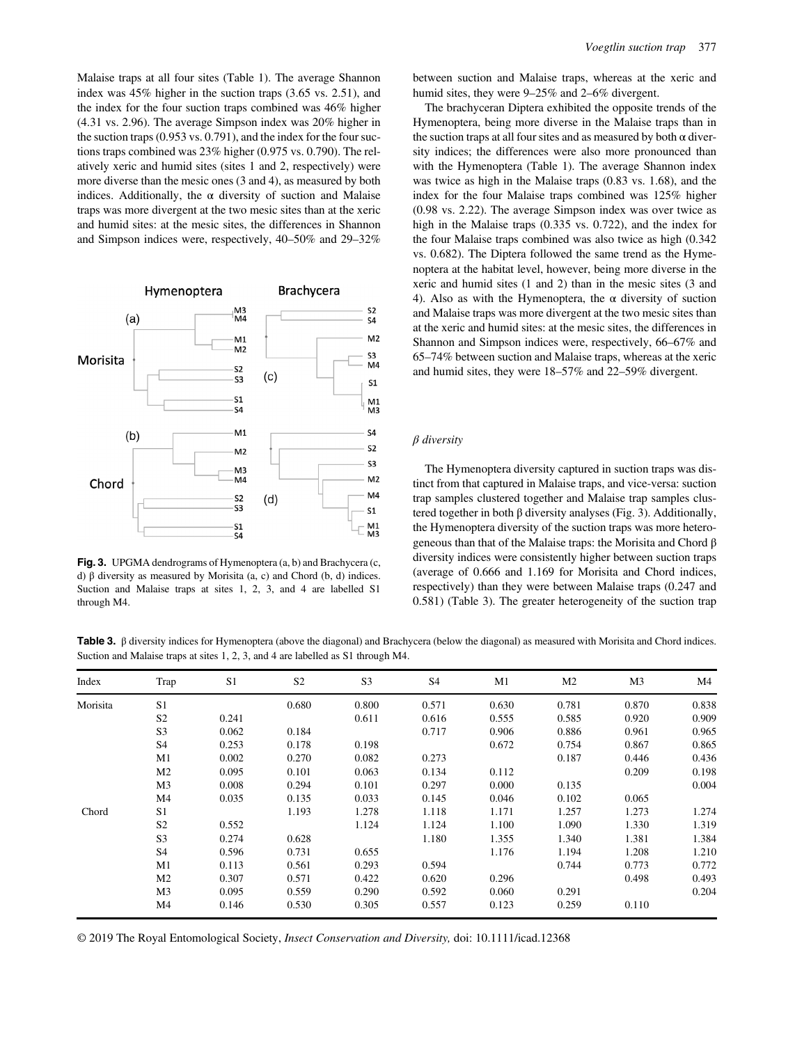Malaise traps at all four sites (Table 1). The average Shannon index was 45% higher in the suction traps (3.65 vs. 2.51), and the index for the four suction traps combined was 46% higher (4.31 vs. 2.96). The average Simpson index was 20% higher in the suction traps (0.953 vs. 0.791), and the index for the four suctions traps combined was 23% higher (0.975 vs. 0.790). The relatively xeric and humid sites (sites 1 and 2, respectively) were more diverse than the mesic ones (3 and 4), as measured by both indices. Additionally, the α diversity of suction and Malaise traps was more divergent at the two mesic sites than at the xeric and humid sites: at the mesic sites, the differences in Shannon and Simpson indices were, respectively, 40–50% and 29–32% between suction and Malaise traps, whereas at the xeric and humid sites, they were 9–25% and 2–6% divergent.

**Fig. 3.** UPGMA dendrograms of Hymenoptera (a, b) and Brachycera (c, d) β diversity as measured by Morisita (a, c) and Chord (b, d) indices. Suction and Malaise traps at sites 1, 2, 3, and 4 are labelled S1 through M4.

The brachyceran Diptera exhibited the opposite trends of the Hymenoptera, being more diverse in the Malaise traps than in the suction traps at all four sites and as measured by both α diversity indices; the differences were also more pronounced than with the Hymenoptera (Table 1). The average Shannon index was twice as high in the Malaise traps (0.83 vs. 1.68), and the index for the four Malaise traps combined was 125% higher (0.98 vs. 2.22). The average Simpson index was over twice as high in the Malaise traps (0.335 vs. 0.722), and the index for the four Malaise traps combined was also twice as high (0.342 vs. 0.682). The Diptera followed the same trend as the Hymenoptera at the habitat level, however, being more diverse in the xeric and humid sites (1 and 2) than in the mesic sites (3 and 4). Also as with the Hymenoptera, the α diversity of suction and Malaise traps was more divergent at the two mesic sites than at the xeric and humid sites: at the mesic sites, the differences in Shannon and Simpson indices were, respectively, 66–67% and 65–74% between suction and Malaise traps, whereas at the xeric and humid sites, they were 18–57% and 22–59% divergent.

### *β diversity*

The Hymenoptera diversity captured in suction traps was distinct from that captured in Malaise traps, and vice-versa: suction trap samples clustered together and Malaise trap samples clustered together in both β diversity analyses (Fig. 3). Additionally, the Hymenoptera diversity of the suction traps was more heterogeneous than that of the Malaise traps: the Morisita and Chord β diversity indices were consistently higher between suction traps (average of 0.666 and 1.169 for Morisita and Chord indices, respectively) than they were between Malaise traps (0.247 and 0.581) (Table 3). The greater heterogeneity of the suction trap

**Table 3.** β diversity indices for Hymenoptera (above the diagonal) and Brachycera (below the diagonal) as measured with Morisita and Chord indices. Suction and Malaise traps at sites 1, 2, 3, and 4 are labelled as S1 through M4.

| Index | Trap | S1 | S2 | S3 | S4 | M1 | M2 | M3 | M4 |
|---|---|---|---|---|---|---|---|---|---|
| Morisita | S1 | | 0.680 | 0.800 | 0.571 | 0.630 | 0.781 | 0.870 | 0.838 |
| | S2 | 0.241 | | 0.611 | 0.616 | 0.555 | 0.585 | 0.920 | 0.909 |
| | S3 | 0.062 | 0.184 | | 0.717 | 0.906 | 0.886 | 0.961 | 0.965 |
| | S4 | 0.253 | 0.178 | 0.198 | | 0.672 | 0.754 | 0.867 | 0.865 |
| | M1 | 0.002 | 0.270 | 0.082 | 0.273 | | 0.187 | 0.446 | 0.436 |
| | M2 | 0.095 | 0.101 | 0.063 | 0.134 | 0.112 | | 0.209 | 0.198 |
| | M3 | 0.008 | 0.294 | 0.101 | 0.297 | 0.000 | 0.135 | | 0.004 |
| | M4 | 0.035 | 0.135 | 0.033 | 0.145 | 0.046 | 0.102 | 0.065 | |
| Chord | S1 | | 1.193 | 1.278 | 1.118 | 1.171 | 1.257 | 1.273 | 1.274 |
| | S2 | 0.552 | | 1.124 | 1.124 | 1.100 | 1.090 | 1.330 | 1.319 |
| | S3 | 0.274 | 0.628 | | 1.180 | 1.355 | 1.340 | 1.381 | 1.384 |
| | S4 | 0.596 | 0.731 | 0.655 | | 1.176 | 1.194 | 1.208 | 1.210 |
| | M1 | 0.113 | 0.561 | 0.293 | 0.594 | | 0.744 | 0.773 | 0.772 |
| | M2 | 0.307 | 0.571 | 0.422 | 0.620 | 0.296 | | 0.498 | 0.493 |
| | M3 | 0.095 | 0.559 | 0.290 | 0.592 | 0.060 | 0.291 | | 0.204 |
| | M4 | 0.146 | 0.530 | 0.305 | 0.557 | 0.123 | 0.259 | 0.110 | |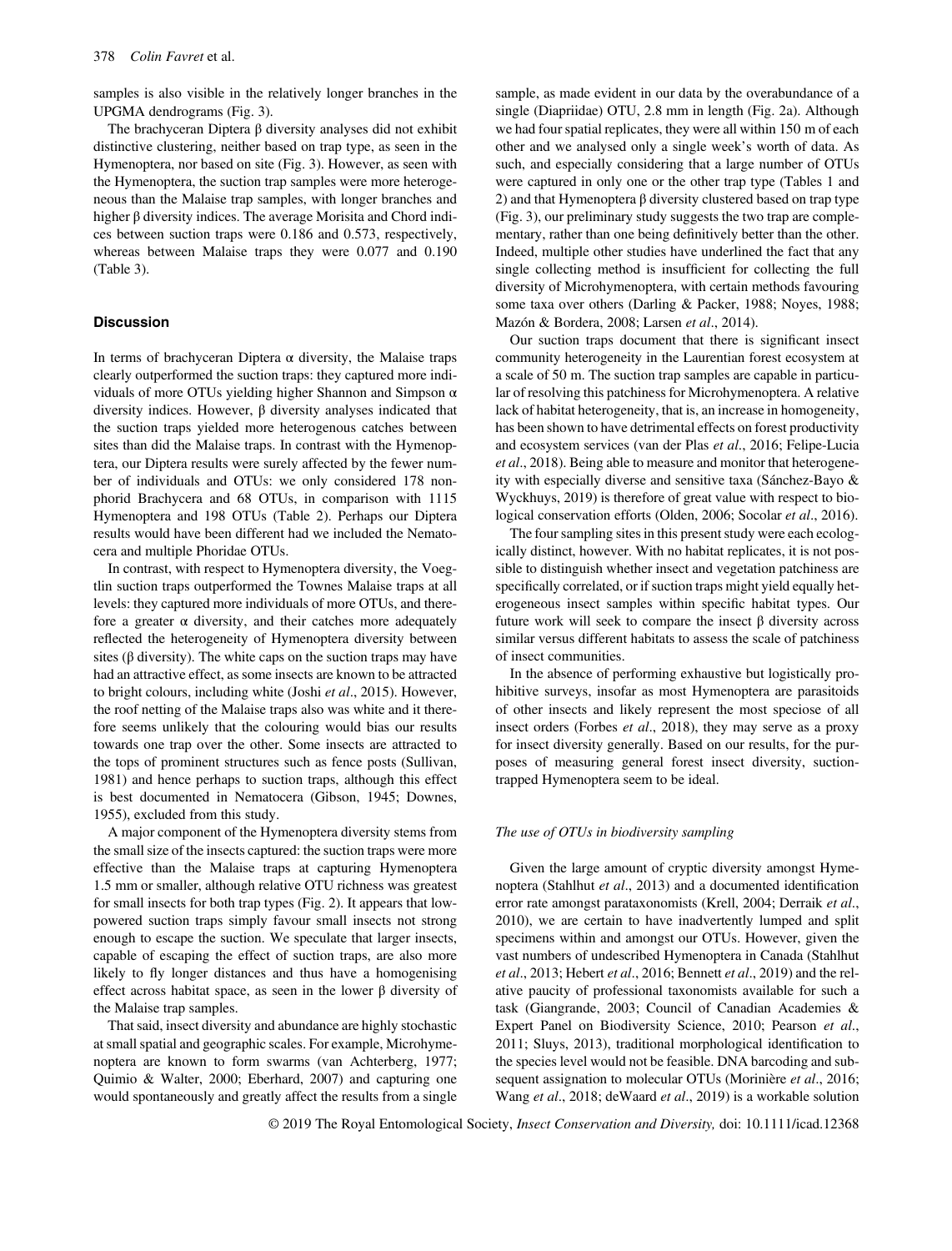samples is also visible in the relatively longer branches in the UPGMA dendrograms (Fig. 3).

The brachyceran Diptera β diversity analyses did not exhibit distinctive clustering, neither based on trap type, as seen in the Hymenoptera, nor based on site (Fig. 3). However, as seen with the Hymenoptera, the suction trap samples were more heterogeneous than the Malaise trap samples, with longer branches and higher β diversity indices. The average Morisita and Chord indices between suction traps were 0.186 and 0.573, respectively, whereas between Malaise traps they were 0.077 and 0.190 (Table 3).

## Discussion

In terms of brachyceran Diptera α diversity, the Malaise traps clearly outperformed the suction traps: they captured more individuals of more OTUs yielding higher Shannon and Simpson α diversity indices. However, β diversity analyses indicated that the suction traps yielded more heterogenous catches between sites than did the Malaise traps. In contrast with the Hymenoptera, our Diptera results were surely affected by the fewer number of individuals and OTUs: we only considered 178 non-phorid Brachycera and 68 OTUs, in comparison with 1115 Hymenoptera and 198 OTUs (Table 2). Perhaps our Diptera results would have been different had we included the Nematocera and multiple Phoridae OTUs.

In contrast, with respect to Hymenoptera diversity, the Voegtlin suction traps outperformed the Townes Malaise traps at all levels: they captured more individuals of more OTUs, and therefore a greater α diversity, and their catches more adequately reflected the heterogeneity of Hymenoptera diversity between sites (β diversity). The white caps on the suction traps may have had an attractive effect, as some insects are known to be attracted to bright colours, including white (Joshi *et al*., 2015). However, the roof netting of the Malaise traps also was white and it therefore seems unlikely that the colouring would bias our results towards one trap over the other. Some insects are attracted to the tops of prominent structures such as fence posts (Sullivan, 1981) and hence perhaps to suction traps, although this effect is best documented in Nematocera (Gibson, 1945; Downes, 1955), excluded from this study.

A major component of the Hymenoptera diversity stems from the small size of the insects captured: the suction traps were more effective than the Malaise traps at capturing Hymenoptera 1.5 mm or smaller, although relative OTU richness was greatest for small insects for both trap types (Fig. 2). It appears that low-powered suction traps simply favour small insects not strong enough to escape the suction. We speculate that larger insects, capable of escaping the effect of suction traps, are also more likely to fly longer distances and thus have a homogenising effect across habitat space, as seen in the lower β diversity of the Malaise trap samples.

That said, insect diversity and abundance are highly stochastic at small spatial and geographic scales. For example, Microhymenoptera are known to form swarms (van Achterberg, 1977; Quimio & Walter, 2000; Eberhard, 2007) and capturing one would spontaneously and greatly affect the results from a single sample, as made evident in our data by the overabundance of a single (Diapriidae) OTU, 2.8 mm in length (Fig. 2a). Although we had four spatial replicates, they were all within 150 m of each other and we analysed only a single week's worth of data. As such, and especially considering that a large number of OTUs were captured in only one or the other trap type (Tables 1 and 2) and that Hymenoptera β diversity clustered based on trap type (Fig. 3), our preliminary study suggests the two trap are complementary, rather than one being definitively better than the other. Indeed, multiple other studies have underlined the fact that any single collecting method is insufficient for collecting the full diversity of Microhymenoptera, with certain methods favouring some taxa over others (Darling & Packer, 1988; Noyes, 1988; Mazón & Bordera, 2008; Larsen *et al*., 2014).

Our suction traps document that there is significant insect community heterogeneity in the Laurentian forest ecosystem at a scale of 50 m. The suction trap samples are capable in particular of resolving this patchiness for Microhymenoptera. A relative lack of habitat heterogeneity, that is, an increase in homogeneity, has been shown to have detrimental effects on forest productivity and ecosystem services (van der Plas *et al*., 2016; Felipe-Lucia *et al*., 2018). Being able to measure and monitor that heterogeneity with especially diverse and sensitive taxa (Sánchez-Bayo & Wyckhuys, 2019) is therefore of great value with respect to biological conservation efforts (Olden, 2006; Socolar *et al*., 2016).

The four sampling sites in this present study were each ecologically distinct, however. With no habitat replicates, it is not possible to distinguish whether insect and vegetation patchiness are specifically correlated, or if suction traps might yield equally heterogeneous insect samples within specific habitat types. Our future work will seek to compare the insect β diversity across similar versus different habitats to assess the scale of patchiness of insect communities.

In the absence of performing exhaustive but logistically prohibitive surveys, insofar as most Hymenoptera are parasitoids of other insects and likely represent the most speciose of all insect orders (Forbes *et al*., 2018), they may serve as a proxy for insect diversity generally. Based on our results, for the purposes of measuring general forest insect diversity, suction-trapped Hymenoptera seem to be ideal.

### *The use of OTUs in biodiversity sampling*

Given the large amount of cryptic diversity amongst Hymenoptera (Stahlhut *et al*., 2013) and a documented identification error rate amongst parataxonomists (Krell, 2004; Derraik *et al*., 2010), we are certain to have inadvertently lumped and split specimens within and amongst our OTUs. However, given the vast numbers of undescribed Hymenoptera in Canada (Stahlhut *et al*., 2013; Hebert *et al*., 2016; Bennett *et al*., 2019) and the relative paucity of professional taxonomists available for such a task (Giangrande, 2003; Council of Canadian Academies & Expert Panel on Biodiversity Science, 2010; Pearson *et al*., 2011; Sluys, 2013), traditional morphological identification to the species level would not be feasible. DNA barcoding and subsequent assignation to molecular OTUs (Morinière *et al*., 2016; Wang *et al*., 2018; deWaard *et al*., 2019) is a workable solution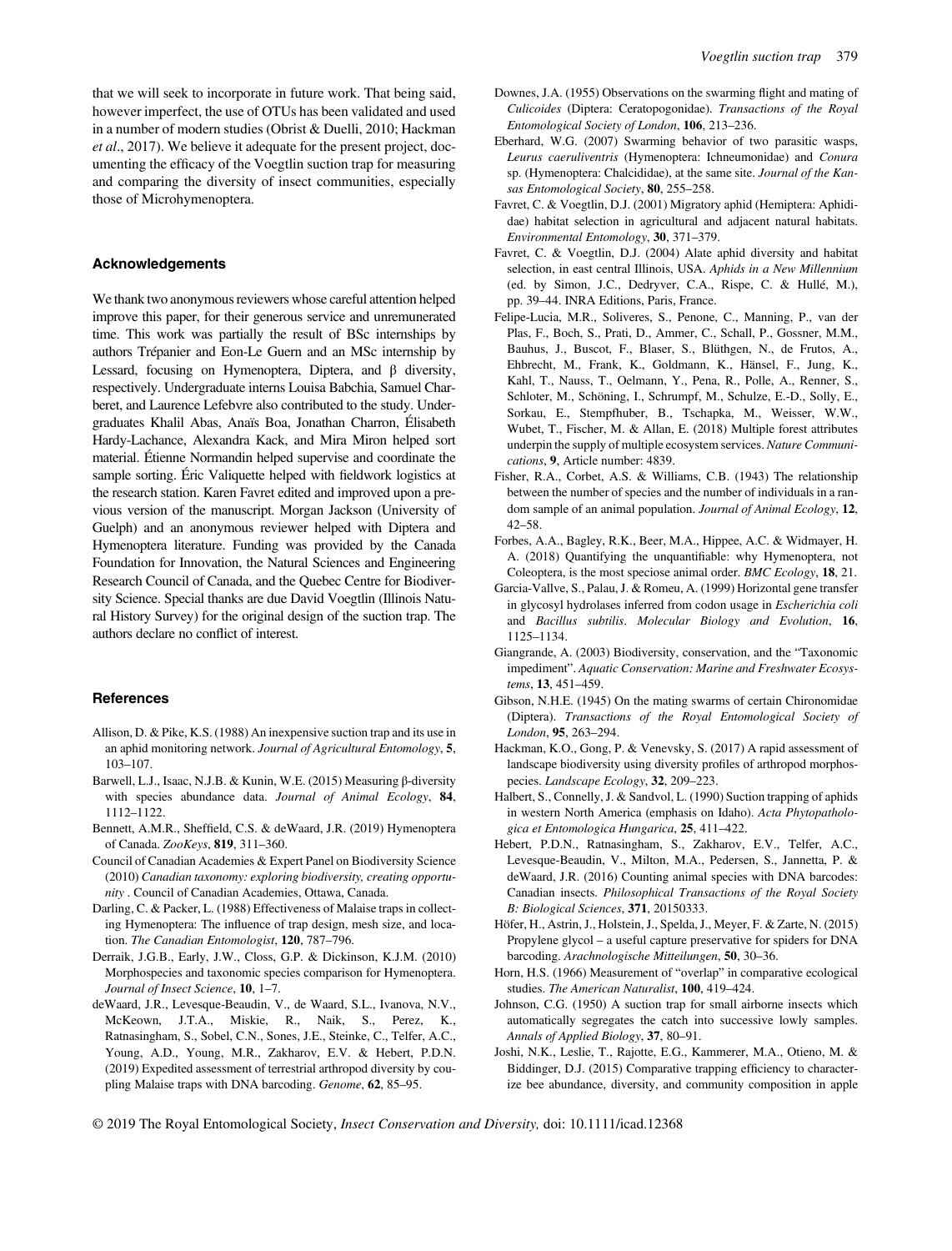that we will seek to incorporate in future work. That being said, however imperfect, the use of OTUs has been validated and used in a number of modern studies (Obrist & Duelli, 2010; Hackman *et al*., 2017). We believe it adequate for the present project, documenting the efficacy of the Voegtlin suction trap for measuring and comparing the diversity of insect communities, especially those of Microhymenoptera.

## Acknowledgements

We thank two anonymous reviewers whose careful attention helped improve this paper, for their generous service and unremunerated time. This work was partially the result of BSc internships by authors Trépanier and Eon-Le Guern and an MSc internship by Lessard, focusing on Hymenoptera, Diptera, and β diversity, respectively. Undergraduate interns Louisa Babchia, Samuel Charberet, and Laurence Lefebvre also contributed to the study. Undergraduates Khalil Abas, Anaïs Boa, Jonathan Charron, Élisabeth Hardy-Lachance, Alexandra Kack, and Mira Miron helped sort material. Étienne Normandin helped supervise and coordinate the sample sorting. Éric Valiquette helped with fieldwork logistics at the research station. Karen Favret edited and improved upon a previous version of the manuscript. Morgan Jackson (University of Guelph) and an anonymous reviewer helped with Diptera and Hymenoptera literature. Funding was provided by the Canada Foundation for Innovation, the Natural Sciences and Engineering Research Council of Canada, and the Quebec Centre for Biodiversity Science. Special thanks are due David Voegtlin (Illinois Natural History Survey) for the original design of the suction trap. The authors declare no conflict of interest.

## References

Allison, D. & Pike, K.S. (1988) An inexpensive suction trap and its use in an aphid monitoring network. *Journal of Agricultural Entomology*, **5**, 103–107.

Barwell, L.J., Isaac, N.J.B. & Kunin, W.E. (2015) Measuring β-diversity with species abundance data. *Journal of Animal Ecology*, **84**, 1112–1122.

Bennett, A.M.R., Sheffield, C.S. & deWaard, J.R. (2019) Hymenoptera of Canada. *ZooKeys*, **819**, 311–360.

Council of Canadian Academies & Expert Panel on Biodiversity Science (2010) *Canadian taxonomy: exploring biodiversity, creating opportunity* . Council of Canadian Academies, Ottawa, Canada.

Darling, C. & Packer, L. (1988) Effectiveness of Malaise traps in collecting Hymenoptera: The influence of trap design, mesh size, and location. *The Canadian Entomologist*, **120**, 787–796.

Derraik, J.G.B., Early, J.W., Closs, G.P. & Dickinson, K.J.M. (2010) Morphospecies and taxonomic species comparison for Hymenoptera. *Journal of Insect Science*, **10**, 1–7.

deWaard, J.R., Levesque-Beaudin, V., de Waard, S.L., Ivanova, N.V., McKeown, J.T.A., Miskie, R., Naik, S., Perez, K., Ratnasingham, S., Sobel, C.N., Sones, J.E., Steinke, C., Telfer, A.C., Young, A.D., Young, M.R., Zakharov, E.V. & Hebert, P.D.N. (2019) Expedited assessment of terrestrial arthropod diversity by coupling Malaise traps with DNA barcoding. *Genome*, **62**, 85–95.

Downes, J.A. (1955) Observations on the swarming flight and mating of *Culicoides* (Diptera: Ceratopogonidae). *Transactions of the Royal Entomological Society of London*, **106**, 213–236.

Eberhard, W.G. (2007) Swarming behavior of two parasitic wasps, *Leurus caeruliventris* (Hymenoptera: Ichneumonidae) and *Conura* sp. (Hymenoptera: Chalcididae), at the same site. *Journal of the Kansas Entomological Society*, **80**, 255–258.

Favret, C. & Voegtlin, D.J. (2001) Migratory aphid (Hemiptera: Aphididae) habitat selection in agricultural and adjacent natural habitats. *Environmental Entomology*, **30**, 371–379.

Favret, C. & Voegtlin, D.J. (2004) Alate aphid diversity and habitat selection, in east central Illinois, USA. *Aphids in a New Millennium* (ed. by Simon, J.C., Dedryver, C.A., Rispe, C. & Hullé, M.), pp. 39–44. INRA Editions, Paris, France.

Felipe-Lucia, M.R., Soliveres, S., Penone, C., Manning, P., van der Plas, F., Boch, S., Prati, D., Ammer, C., Schall, P., Gossner, M.M., Bauhus, J., Buscot, F., Blaser, S., Blüthgen, N., de Frutos, A., Ehbrecht, M., Frank, K., Goldmann, K., Hänsel, F., Jung, K., Kahl, T., Nauss, T., Oelmann, Y., Pena, R., Polle, A., Renner, S., Schloter, M., Schöning, I., Schrumpf, M., Schulze, E.-D., Solly, E., Sorkau, E., Stempfhuber, B., Tschapka, M., Weisser, W.W., Wubet, T., Fischer, M. & Allan, E. (2018) Multiple forest attributes underpin the supply of multiple ecosystem services. *Nature Communications*, **9**, Article number: 4839.

Fisher, R.A., Corbet, A.S. & Williams, C.B. (1943) The relationship between the number of species and the number of individuals in a random sample of an animal population. *Journal of Animal Ecology*, **12**, 42–58.

Forbes, A.A., Bagley, R.K., Beer, M.A., Hippee, A.C. & Widmayer, H. A. (2018) Quantifying the unquantifiable: why Hymenoptera, not Coleoptera, is the most speciose animal order. *BMC Ecology*, **18**, 21.

Garcia-Vallve, S., Palau, J. & Romeu, A. (1999) Horizontal gene transfer in glycosyl hydrolases inferred from codon usage in *Escherichia coli* and *Bacillus subtilis*. *Molecular Biology and Evolution*, **16**, 1125–1134.

Giangrande, A. (2003) Biodiversity, conservation, and the "Taxonomic impediment". *Aquatic Conservation: Marine and Freshwater Ecosystems*, **13**, 451–459.

Gibson, N.H.E. (1945) On the mating swarms of certain Chironomidae (Diptera). *Transactions of the Royal Entomological Society of London*, **95**, 263–294.

Hackman, K.O., Gong, P. & Venevsky, S. (2017) A rapid assessment of landscape biodiversity using diversity profiles of arthropod morphospecies. *Landscape Ecology*, **32**, 209–223.

Halbert, S., Connelly, J. & Sandvol, L. (1990) Suction trapping of aphids in western North America (emphasis on Idaho). *Acta Phytopathologica et Entomologica Hungarica*, **25**, 411–422.

Hebert, P.D.N., Ratnasingham, S., Zakharov, E.V., Telfer, A.C., Levesque-Beaudin, V., Milton, M.A., Pedersen, S., Jannetta, P. & deWaard, J.R. (2016) Counting animal species with DNA barcodes: Canadian insects. *Philosophical Transactions of the Royal Society B: Biological Sciences*, **371**, 20150333.

Höfer, H., Astrin, J., Holstein, J., Spelda, J., Meyer, F. & Zarte, N. (2015) Propylene glycol – a useful capture preservative for spiders for DNA barcoding. *Arachnologische Mitteilungen*, **50**, 30–36.

Horn, H.S. (1966) Measurement of "overlap" in comparative ecological studies. *The American Naturalist*, **100**, 419–424.

Johnson, C.G. (1950) A suction trap for small airborne insects which automatically segregates the catch into successive lowly samples. *Annals of Applied Biology*, **37**, 80–91.

Joshi, N.K., Leslie, T., Rajotte, E.G., Kammerer, M.A., Otieno, M. & Biddinger, D.J. (2015) Comparative trapping efficiency to characterize bee abundance, diversity, and community composition in apple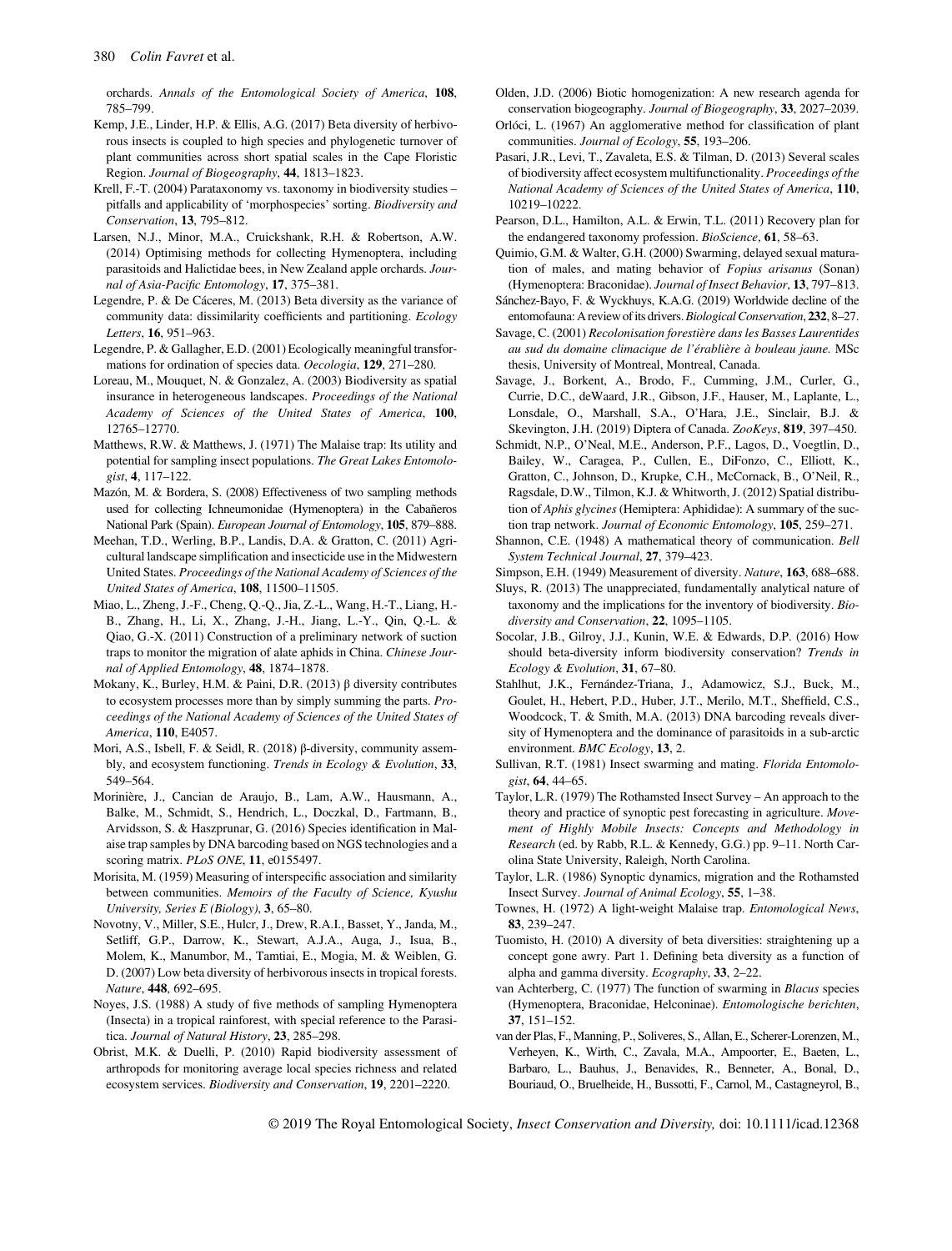orchards. *Annals of the Entomological Society of America*, **108**, 785–799.

Kemp, J.E., Linder, H.P. & Ellis, A.G. (2017) Beta diversity of herbivorous insects is coupled to high species and phylogenetic turnover of plant communities across short spatial scales in the Cape Floristic Region. *Journal of Biogeography*, **44**, 1813–1823.

Krell, F.-T. (2004) Parataxonomy vs. taxonomy in biodiversity studies – pitfalls and applicability of 'morphospecies' sorting. *Biodiversity and Conservation*, **13**, 795–812.

Larsen, N.J., Minor, M.A., Cruickshank, R.H. & Robertson, A.W. (2014) Optimising methods for collecting Hymenoptera, including parasitoids and Halictidae bees, in New Zealand apple orchards. *Journal of Asia-Pacific Entomology*, **17**, 375–381.

Legendre, P. & De Cáceres, M. (2013) Beta diversity as the variance of community data: dissimilarity coefficients and partitioning. *Ecology Letters*, **16**, 951–963.

Legendre, P. & Gallagher, E.D. (2001) Ecologically meaningful transformations for ordination of species data. *Oecologia*, **129**, 271–280.

Loreau, M., Mouquet, N. & Gonzalez, A. (2003) Biodiversity as spatial insurance in heterogeneous landscapes. *Proceedings of the National Academy of Sciences of the United States of America*, **100**, 12765–12770.

Matthews, R.W. & Matthews, J. (1971) The Malaise trap: Its utility and potential for sampling insect populations. *The Great Lakes Entomologist*, **4**, 117–122.

Mazón, M. & Bordera, S. (2008) Effectiveness of two sampling methods used for collecting Ichneumonidae (Hymenoptera) in the Cabañeros National Park (Spain). *European Journal of Entomology*, **105**, 879–888.

Meehan, T.D., Werling, B.P., Landis, D.A. & Gratton, C. (2011) Agricultural landscape simplification and insecticide use in the Midwestern United States. *Proceedings of the National Academy of Sciences of the United States of America*, **108**, 11500–11505.

Miao, L., Zheng, J.-F., Cheng, Q.-Q., Jia, Z.-L., Wang, H.-T., Liang, H.-B., Zhang, H., Li, X., Zhang, J.-H., Jiang, L.-Y., Qin, Q.-L. & Qiao, G.-X. (2011) Construction of a preliminary network of suction traps to monitor the migration of alate aphids in China. *Chinese Journal of Applied Entomology*, **48**, 1874–1878.

Mokany, K., Burley, H.M. & Paini, D.R. (2013) β diversity contributes to ecosystem processes more than by simply summing the parts. *Proceedings of the National Academy of Sciences of the United States of America*, **110**, E4057.

Mori, A.S., Isbell, F. & Seidl, R. (2018) β-diversity, community assembly, and ecosystem functioning. *Trends in Ecology & Evolution*, **33**, 549–564.

Morinière, J., Cancian de Araujo, B., Lam, A.W., Hausmann, A., Balke, M., Schmidt, S., Hendrich, L., Doczkal, D., Fartmann, B., Arvidsson, S. & Haszprunar, G. (2016) Species identification in Malaise trap samples by DNA barcoding based on NGS technologies and a scoring matrix. *PLoS ONE*, **11**, e0155497.

Morisita, M. (1959) Measuring of interspecific association and similarity between communities. *Memoirs of the Faculty of Science, Kyushu University, Series E (Biology)*, **3**, 65–80.

Novotny, V., Miller, S.E., Hulcr, J., Drew, R.A.I., Basset, Y., Janda, M., Setliff, G.P., Darrow, K., Stewart, A.J.A., Auga, J., Isua, B., Molem, K., Manumbor, M., Tamtiai, E., Mogia, M. & Weiblen, G. D. (2007) Low beta diversity of herbivorous insects in tropical forests. *Nature*, **448**, 692–695.

Noyes, J.S. (1988) A study of five methods of sampling Hymenoptera (Insecta) in a tropical rainforest, with special reference to the Parasitica. *Journal of Natural History*, **23**, 285–298.

Obrist, M.K. & Duelli, P. (2010) Rapid biodiversity assessment of arthropods for monitoring average local species richness and related ecosystem services. *Biodiversity and Conservation*, **19**, 2201–2220.

Olden, J.D. (2006) Biotic homogenization: A new research agenda for conservation biogeography. *Journal of Biogeography*, **33**, 2027–2039.

Orlóci, L. (1967) An agglomerative method for classification of plant communities. *Journal of Ecology*, **55**, 193–206.

Pasari, J.R., Levi, T., Zavaleta, E.S. & Tilman, D. (2013) Several scales of biodiversity affect ecosystem multifunctionality. *Proceedings of the National Academy of Sciences of the United States of America*, **110**, 10219–10222.

Pearson, D.L., Hamilton, A.L. & Erwin, T.L. (2011) Recovery plan for the endangered taxonomy profession. *BioScience*, **61**, 58–63.

Quimio, G.M. & Walter, G.H. (2000) Swarming, delayed sexual maturation of males, and mating behavior of *Fopius arisanus* (Sonan) (Hymenoptera: Braconidae). *Journal of Insect Behavior*, **13**, 797–813.

Sánchez-Bayo, F. & Wyckhuys, K.A.G. (2019) Worldwide decline of the entomofauna: A review of its drivers. *Biological Conservation*, **232**, 8–27.

Savage, C. (2001) *Recolonisation forestière dans les Basses Laurentides au sud du domaine climacique de l'érablière à bouleau jaune*. MSc thesis, University of Montreal, Montreal, Canada.

Savage, J., Borkent, A., Brodo, F., Cumming, J.M., Curler, G., Currie, D.C., deWaard, J.R., Gibson, J.F., Hauser, M., Laplante, L., Lonsdale, O., Marshall, S.A., O'Hara, J.E., Sinclair, B.J. & Skevington, J.H. (2019) Diptera of Canada. *ZooKeys*, **819**, 397–450.

Schmidt, N.P., O'Neal, M.E., Anderson, P.F., Lagos, D., Voegtlin, D., Bailey, W., Caragea, P., Cullen, E., DiFonzo, C., Elliott, K., Gratton, C., Johnson, D., Krupke, C.H., McCornack, B., O'Neil, R., Ragsdale, D.W., Tilmon, K.J. & Whitworth, J. (2012) Spatial distribution of *Aphis glycines* (Hemiptera: Aphididae): A summary of the suction trap network. *Journal of Economic Entomology*, **105**, 259–271.

Shannon, C.E. (1948) A mathematical theory of communication. *Bell System Technical Journal*, **27**, 379–423.

Simpson, E.H. (1949) Measurement of diversity. *Nature*, **163**, 688–688.

Sluys, R. (2013) The unappreciated, fundamentally analytical nature of taxonomy and the implications for the inventory of biodiversity. *Biodiversity and Conservation*, **22**, 1095–1105.

Socolar, J.B., Gilroy, J.J., Kunin, W.E. & Edwards, D.P. (2016) How should beta-diversity inform biodiversity conservation? *Trends in Ecology & Evolution*, **31**, 67–80.

Stahlhut, J.K., Fernández-Triana, J., Adamowicz, S.J., Buck, M., Goulet, H., Hebert, P.D., Huber, J.T., Merilo, M.T., Sheffield, C.S., Woodcock, T. & Smith, M.A. (2013) DNA barcoding reveals diversity of Hymenoptera and the dominance of parasitoids in a sub-arctic environment. *BMC Ecology*, **13**, 2.

Sullivan, R.T. (1981) Insect swarming and mating. *Florida Entomologist*, **64**, 44–65.

Taylor, L.R. (1979) The Rothamsted Insect Survey – An approach to the theory and practice of synoptic pest forecasting in agriculture. *Movement of Highly Mobile Insects: Concepts and Methodology in Research* (ed. by Rabb, R.L. & Kennedy, G.G.) pp. 9–11. North Carolina State University, Raleigh, North Carolina.

Taylor, L.R. (1986) Synoptic dynamics, migration and the Rothamsted Insect Survey. *Journal of Animal Ecology*, **55**, 1–38.

Townes, H. (1972) A light-weight Malaise trap. *Entomological News*, **83**, 239–247.

Tuomisto, H. (2010) A diversity of beta diversities: straightening up a concept gone awry. Part 1. Defining beta diversity as a function of alpha and gamma diversity. *Ecography*, **33**, 2–22.

van Achterberg, C. (1977) The function of swarming in *Blacus* species (Hymenoptera, Braconidae, Helconinae). *Entomologische berichten*, **37**, 151–152.

van der Plas, F., Manning, P., Soliveres, S., Allan, E., Scherer-Lorenzen, M., Verheyen, K., Wirth, C., Zavala, M.A., Ampoorter, E., Baeten, L., Barbaro, L., Bauhus, J., Benavides, R., Benneter, A., Bonal, D., Bouriaud, O., Bruelheide, H., Bussotti, F., Carnol, M., Castagneyrol, B.,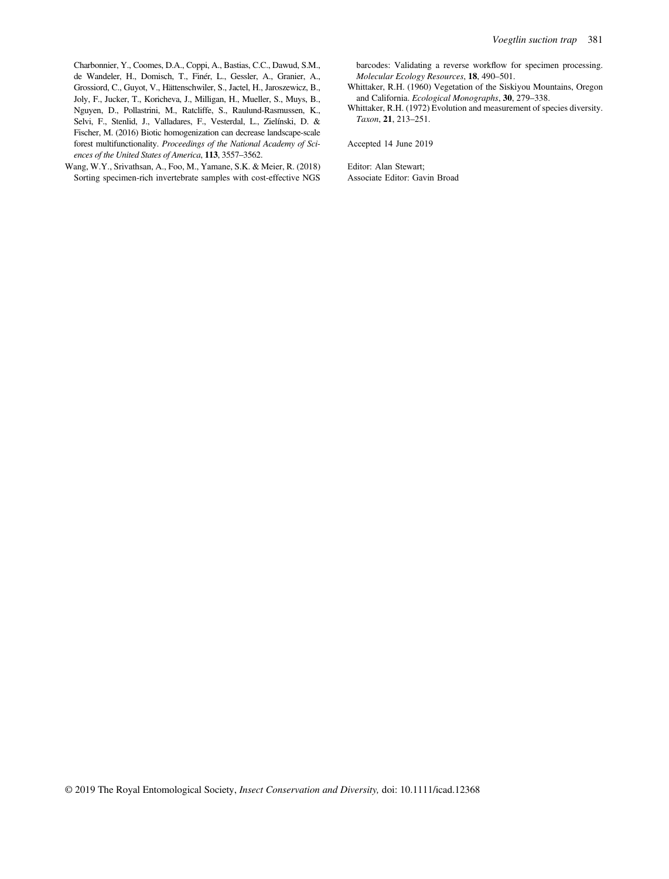Charbonnier, Y., Coomes, D.A., Coppi, A., Bastias, C.C., Dawud, S.M., de Wandeler, H., Domisch, T., Finér, L., Gessler, A., Granier, A., Grossiord, C., Guyot, V., Hättenschwiler, S., Jactel, H., Jaroszewicz, B., Joly, F., Jucker, T., Koricheva, J., Milligan, H., Mueller, S., Muys, B., Nguyen, D., Pollastrini, M., Ratcliffe, S., Raulund-Rasmussen, K., Selvi, F., Stenlid, J., Valladares, F., Vesterdal, L., Zielínski, D. & Fischer, M. (2016) Biotic homogenization can decrease landscape-scale forest multifunctionality. *Proceedings of the National Academy of Sciences of the United States of America*, **113**, 3557–3562.

Wang, W.Y., Srivathsan, A., Foo, M., Yamane, S.K. & Meier, R. (2018) Sorting specimen-rich invertebrate samples with cost-effective NGS barcodes: Validating a reverse workflow for specimen processing. *Molecular Ecology Resources*, **18**, 490–501.

Whittaker, R.H. (1960) Vegetation of the Siskiyou Mountains, Oregon and California. *Ecological Monographs*, **30**, 279–338.

Whittaker, R.H. (1972) Evolution and measurement of species diversity. *Taxon*, **21**, 213–251.

Accepted 14 June 2019

Editor: Alan Stewart;
Associate Editor: Gavin Broad